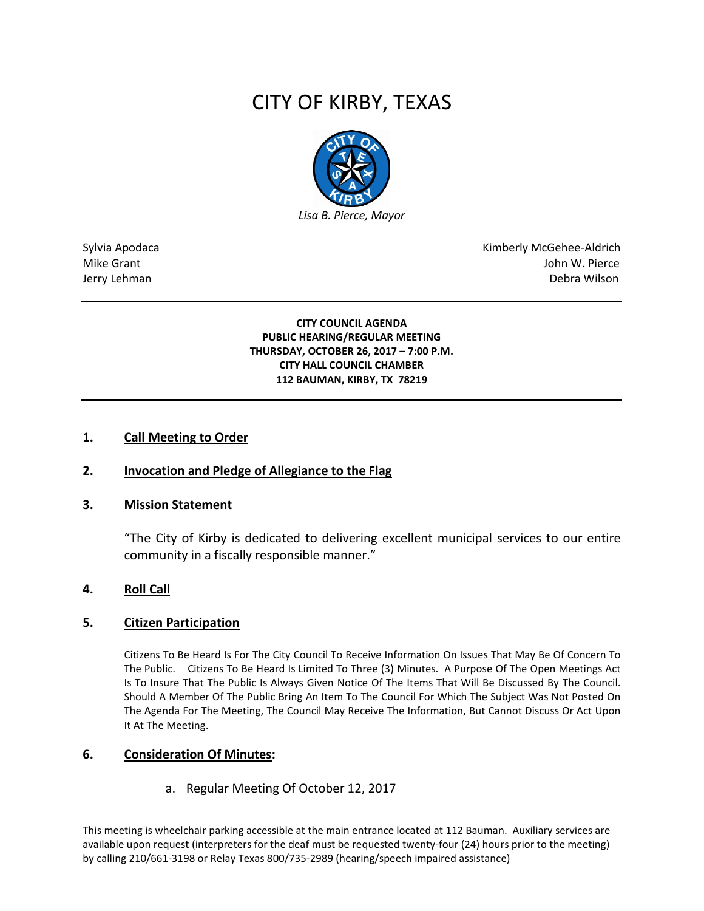# CITY OF KIRBY, TEXAS

*Lisa B. Pierce, Mayor*

Sylvia Apodaca
Mike Grant
Jerry Lehman

Kimberly McGehee-Aldrich
John W. Pierce
Debra Wilson

**CITY COUNCIL AGENDA**
**PUBLIC HEARING/REGULAR MEETING**
**THURSDAY, OCTOBER 26, 2017 – 7:00 P.M.**
**CITY HALL COUNCIL CHAMBER**
**112 BAUMAN, KIRBY, TX 78219**

## 1. Call Meeting to Order

## 2. Invocation and Pledge of Allegiance to the Flag

## 3. Mission Statement

"The City of Kirby is dedicated to delivering excellent municipal services to our entire community in a fiscally responsible manner."

## 4. Roll Call

## 5. Citizen Participation

Citizens To Be Heard Is For The City Council To Receive Information On Issues That May Be Of Concern To The Public. Citizens To Be Heard Is Limited To Three (3) Minutes. A Purpose Of The Open Meetings Act Is To Insure That The Public Is Always Given Notice Of The Items That Will Be Discussed By The Council. Should A Member Of The Public Bring An Item To The Council For Which The Subject Was Not Posted On The Agenda For The Meeting, The Council May Receive The Information, But Cannot Discuss Or Act Upon It At The Meeting.

## 6. Consideration Of Minutes:

a. Regular Meeting Of October 12, 2017

This meeting is wheelchair parking accessible at the main entrance located at 112 Bauman. Auxiliary services are available upon request (interpreters for the deaf must be requested twenty-four (24) hours prior to the meeting) by calling 210/661-3198 or Relay Texas 800/735-2989 (hearing/speech impaired assistance)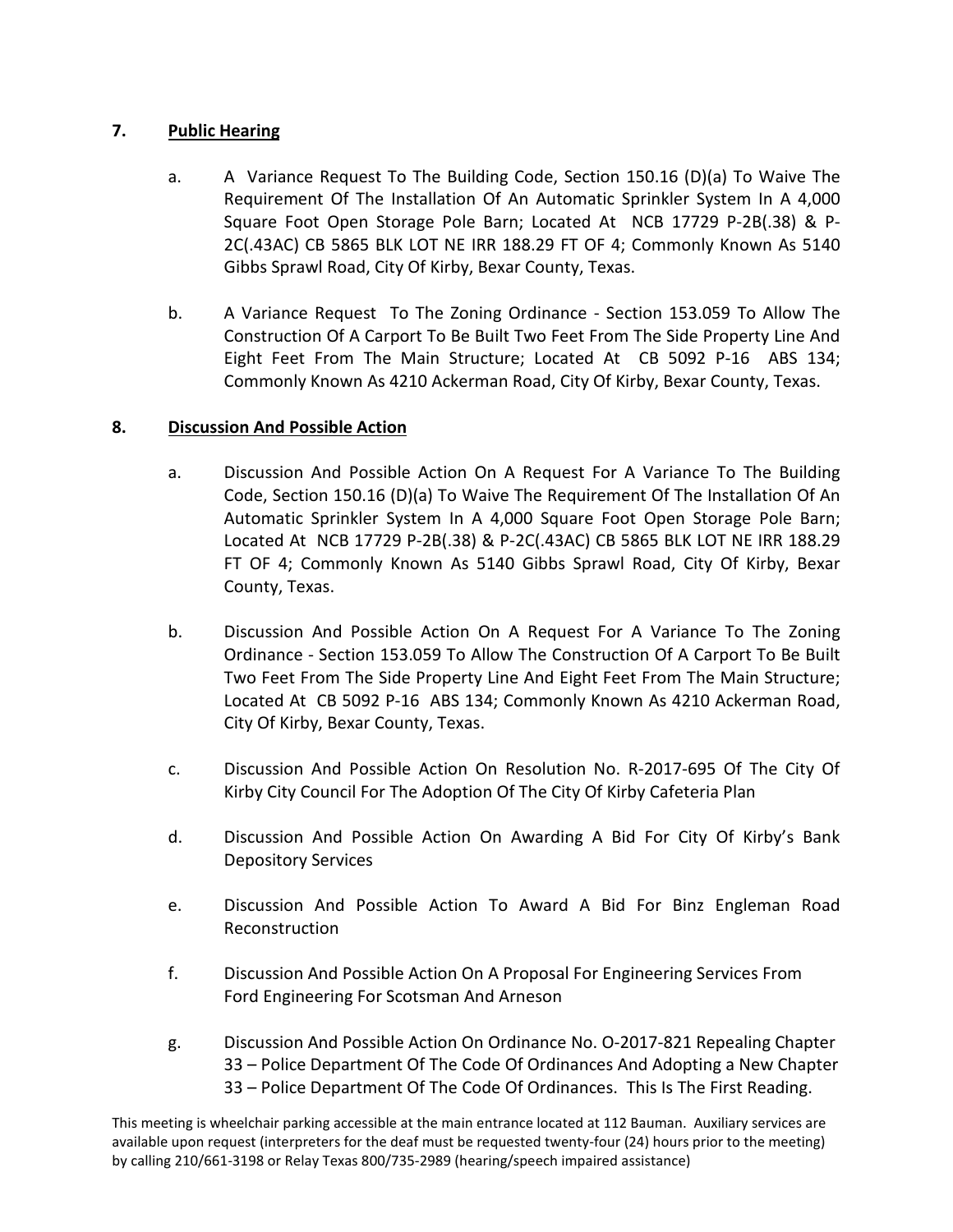## 7. Public Hearing

a. A Variance Request To The Building Code, Section 150.16 (D)(a) To Waive The Requirement Of The Installation Of An Automatic Sprinkler System In A 4,000 Square Foot Open Storage Pole Barn; Located At NCB 17729 P-2B(.38) & P-2C(.43AC) CB 5865 BLK LOT NE IRR 188.29 FT OF 4; Commonly Known As 5140 Gibbs Sprawl Road, City Of Kirby, Bexar County, Texas.

b. A Variance Request To The Zoning Ordinance - Section 153.059 To Allow The Construction Of A Carport To Be Built Two Feet From The Side Property Line And Eight Feet From The Main Structure; Located At CB 5092 P-16 ABS 134; Commonly Known As 4210 Ackerman Road, City Of Kirby, Bexar County, Texas.

## 8. Discussion And Possible Action

a. Discussion And Possible Action On A Request For A Variance To The Building Code, Section 150.16 (D)(a) To Waive The Requirement Of The Installation Of An Automatic Sprinkler System In A 4,000 Square Foot Open Storage Pole Barn; Located At NCB 17729 P-2B(.38) & P-2C(.43AC) CB 5865 BLK LOT NE IRR 188.29 FT OF 4; Commonly Known As 5140 Gibbs Sprawl Road, City Of Kirby, Bexar County, Texas.

b. Discussion And Possible Action On A Request For A Variance To The Zoning Ordinance - Section 153.059 To Allow The Construction Of A Carport To Be Built Two Feet From The Side Property Line And Eight Feet From The Main Structure; Located At CB 5092 P-16 ABS 134; Commonly Known As 4210 Ackerman Road, City Of Kirby, Bexar County, Texas.

c. Discussion And Possible Action On Resolution No. R-2017-695 Of The City Of Kirby City Council For The Adoption Of The City Of Kirby Cafeteria Plan

d. Discussion And Possible Action On Awarding A Bid For City Of Kirby's Bank Depository Services

e. Discussion And Possible Action To Award A Bid For Binz Engleman Road Reconstruction

f. Discussion And Possible Action On A Proposal For Engineering Services From Ford Engineering For Scotsman And Arneson

g. Discussion And Possible Action On Ordinance No. O-2017-821 Repealing Chapter 33 – Police Department Of The Code Of Ordinances And Adopting a New Chapter 33 – Police Department Of The Code Of Ordinances. This Is The First Reading.

This meeting is wheelchair parking accessible at the main entrance located at 112 Bauman. Auxiliary services are available upon request (interpreters for the deaf must be requested twenty-four (24) hours prior to the meeting) by calling 210/661-3198 or Relay Texas 800/735-2989 (hearing/speech impaired assistance)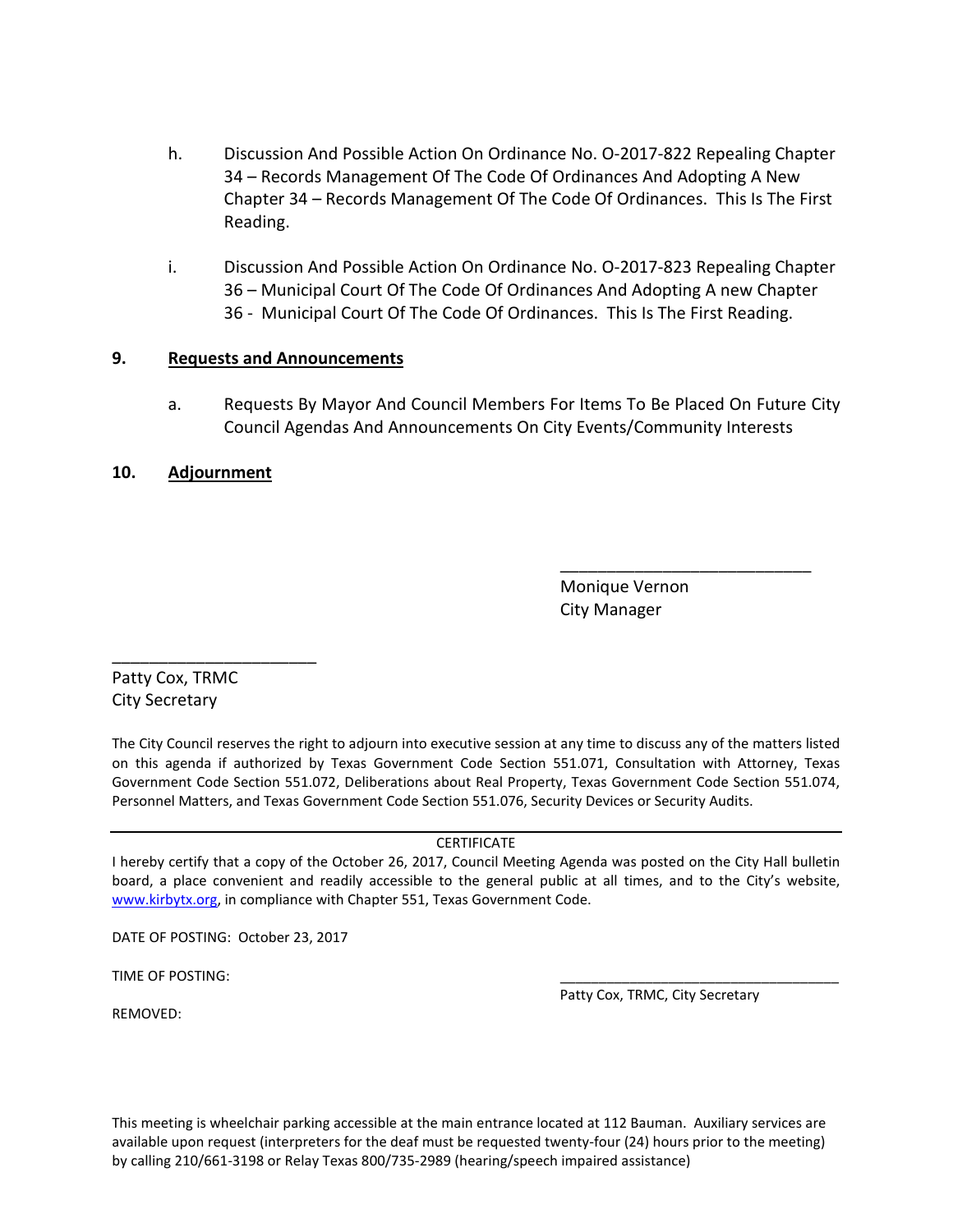h. Discussion And Possible Action On Ordinance No. O-2017-822 Repealing Chapter 34 – Records Management Of The Code Of Ordinances And Adopting A New Chapter 34 – Records Management Of The Code Of Ordinances. This Is The First Reading.

i. Discussion And Possible Action On Ordinance No. O-2017-823 Repealing Chapter 36 – Municipal Court Of The Code Of Ordinances And Adopting A new Chapter 36 - Municipal Court Of The Code Of Ordinances. This Is The First Reading.

**9. Requests and Announcements**

a. Requests By Mayor And Council Members For Items To Be Placed On Future City Council Agendas And Announcements On City Events/Community Interests

**10. Adjournment**

\_\_\_\_\_\_\_\_\_\_\_\_\_\_\_\_\_\_\_\_\_\_\_\_\_\_\_\_
Monique Vernon
City Manager

\_\_\_\_\_\_\_\_\_\_\_\_\_\_\_\_\_\_\_\_\_\_\_\_
Patty Cox, TRMC
City Secretary

The City Council reserves the right to adjourn into executive session at any time to discuss any of the matters listed on this agenda if authorized by Texas Government Code Section 551.071, Consultation with Attorney, Texas Government Code Section 551.072, Deliberations about Real Property, Texas Government Code Section 551.074, Personnel Matters, and Texas Government Code Section 551.076, Security Devices or Security Audits.

---

CERTIFICATE

I hereby certify that a copy of the October 26, 2017, Council Meeting Agenda was posted on the City Hall bulletin board, a place convenient and readily accessible to the general public at all times, and to the City's website, www.kirbytx.org, in compliance with Chapter 551, Texas Government Code.

DATE OF POSTING: October 23, 2017

TIME OF POSTING:

\_\_\_\_\_\_\_\_\_\_\_\_\_\_\_\_\_\_\_\_\_\_\_\_\_\_\_\_\_\_\_\_\_\_\_\_
Patty Cox, TRMC, City Secretary

REMOVED:

This meeting is wheelchair parking accessible at the main entrance located at 112 Bauman. Auxiliary services are available upon request (interpreters for the deaf must be requested twenty-four (24) hours prior to the meeting) by calling 210/661-3198 or Relay Texas 800/735-2989 (hearing/speech impaired assistance)